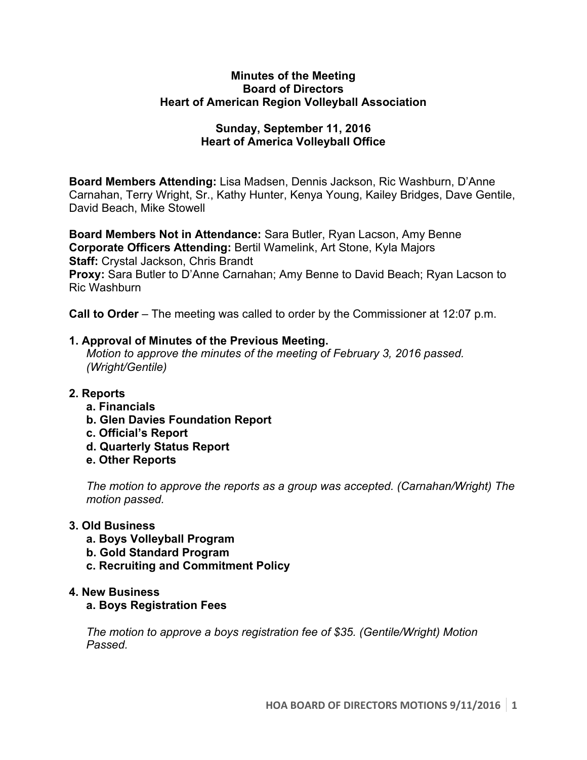**Minutes of the Meeting**
**Board of Directors**
**Heart of American Region Volleyball Association**

**Sunday, September 11, 2016**
**Heart of America Volleyball Office**

**Board Members Attending:** Lisa Madsen, Dennis Jackson, Ric Washburn, D'Anne Carnahan, Terry Wright, Sr., Kathy Hunter, Kenya Young, Kailey Bridges, Dave Gentile, David Beach, Mike Stowell

**Board Members Not in Attendance:** Sara Butler, Ryan Lacson, Amy Benne
**Corporate Officers Attending:** Bertil Wamelink, Art Stone, Kyla Majors
**Staff:** Crystal Jackson, Chris Brandt
**Proxy:** Sara Butler to D'Anne Carnahan; Amy Benne to David Beach; Ryan Lacson to Ric Washburn

**Call to Order** – The meeting was called to order by the Commissioner at 12:07 p.m.

**1. Approval of Minutes of the Previous Meeting.**

*Motion to approve the minutes of the meeting of February 3, 2016 passed. (Wright/Gentile)*

**2. Reports**

- **a. Financials**
- **b. Glen Davies Foundation Report**
- **c. Official's Report**
- **d. Quarterly Status Report**
- **e. Other Reports**

*The motion to approve the reports as a group was accepted. (Carnahan/Wright) The motion passed.*

**3. Old Business**

- **a. Boys Volleyball Program**
- **b. Gold Standard Program**
- **c. Recruiting and Commitment Policy**

**4. New Business**

- **a. Boys Registration Fees**

*The motion to approve a boys registration fee of $35. (Gentile/Wright) Motion Passed.*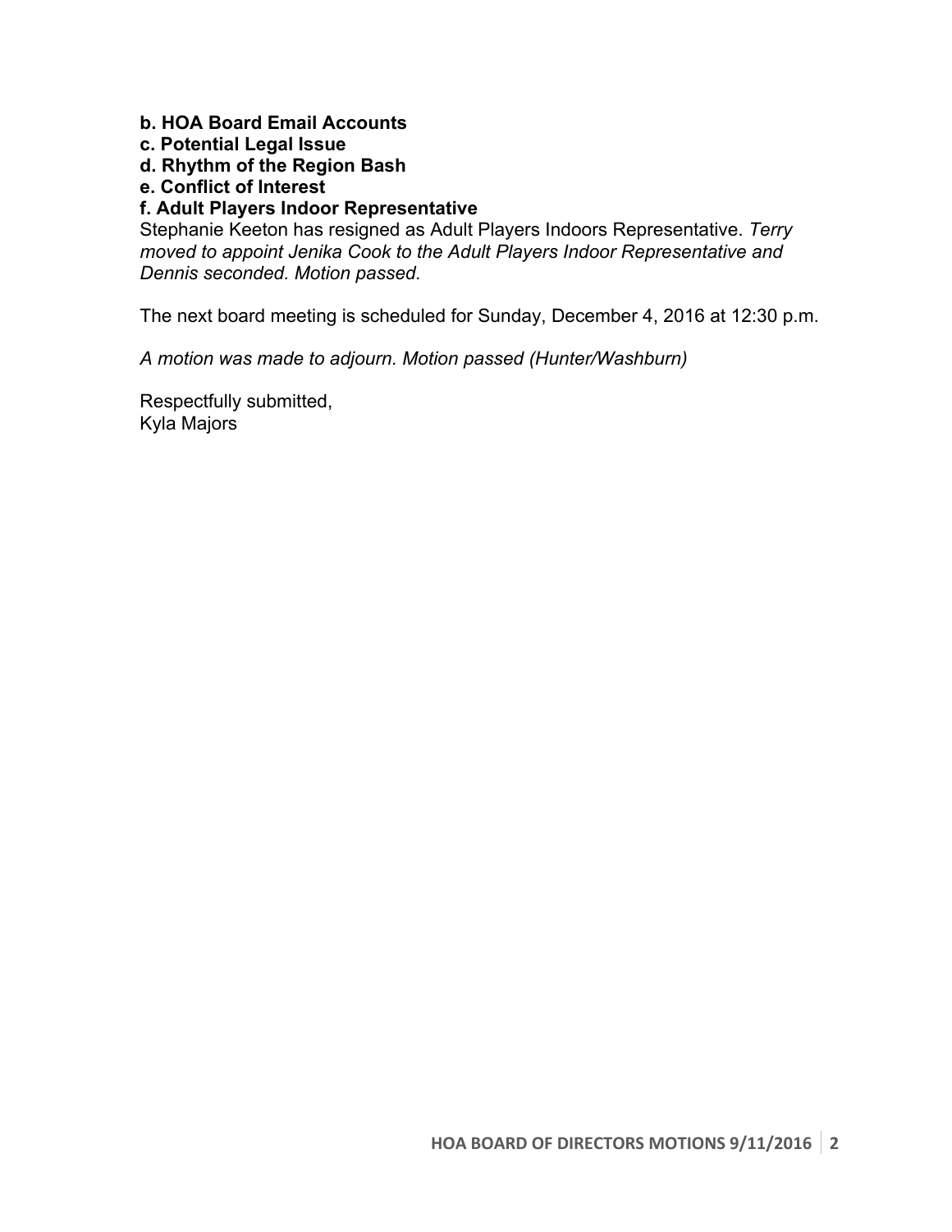**b. HOA Board Email Accounts**

**c. Potential Legal Issue**

**d. Rhythm of the Region Bash**

**e. Conflict of Interest**

**f. Adult Players Indoor Representative**

Stephanie Keeton has resigned as Adult Players Indoors Representative. *Terry moved to appoint Jenika Cook to the Adult Players Indoor Representative and Dennis seconded. Motion passed.*

The next board meeting is scheduled for Sunday, December 4, 2016 at 12:30 p.m.

*A motion was made to adjourn. Motion passed (Hunter/Washburn)*

Respectfully submitted,
Kyla Majors